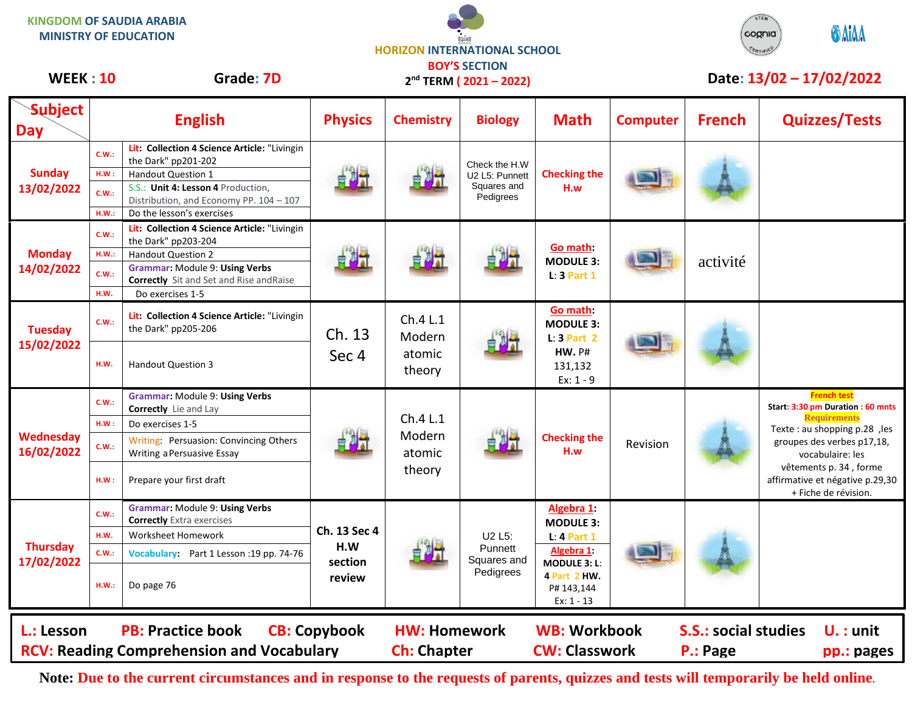KINGDOM OF SAUDIA ARABIA
MINISTRY OF EDUCATION

HORIZON INTERNATIONAL SCHOOL
BOY'S SECTION
2nd TERM ( 2021 – 2022)

**WEEK : 10** **Grade: 7D** **Date: 13/02 – 17/02/2022**

| Subject / Day | | English | Physics | Chemistry | Biology | Math | Computer | French | Quizzes/Tests |
|---|---|---|---|---|---|---|---|---|---|
| **Sunday 13/02/2022** | C.W.: | **Lit: Collection 4 Science Article:** "Livingin the Dark" pp201-202 | | | Check the H.W U2 L5: Punnett Squares and Pedigrees | **Checking the H.w** | | | |
| | H.W : | Handout Question 1 | | | | | | | |
| | C.W.: | S.S.: **Unit 4: Lesson 4** Production, Distribution, and Economy PP. 104 – 107 | | | | | | | |
| | H.W.: | Do the lesson's exercises | | | | | | | |
| **Monday 14/02/2022** | C.W.: | **Lit: Collection 4 Science Article:** "Livingin the Dark" pp203-204 | | | | **Go math: MODULE 3: L: 3 Part 1** | | activité | |
| | H.W.: | Handout Question 2 | | | | | | | |
| | C.W.: | **Grammar:** Module 9: **Using Verbs Correctly** Sit and Set and Rise andRaise | | | | | | | |
| | H.W. | Do exercises 1-5 | | | | | | | |
| **Tuesday 15/02/2022** | C.W.: | **Lit: Collection 4 Science Article:** "Livingin the Dark" pp205-206 | Ch. 13 Sec 4 | Ch.4 L.1 Modern atomic theory | | **Go math: MODULE 3: L: 3 Part 2 HW.** P# 131,132 Ex: 1 - 9 | | | |
| | H.W. | Handout Question 3 | | | | | | | |
| **Wednesday 16/02/2022** | C.W.: | **Grammar:** Module 9: **Using Verbs Correctly** Lie and Lay | | Ch.4 L.1 Modern atomic theory | | **Checking the H.w** | Revision | | **French test** Start: 3:30 pm Duration : 60 mnts **Requirements** Texte : au shopping p.28 ,les groupes des verbes p17,18, vocabulaire: les vêtements p. 34 , forme affirmative et négative p.29,30 + Fiche de révision. |
| | H.W : | Do exercises 1-5 | | | | | | | |
| | C.W.: | Writing: Persuasion: Convincing Others Writing a Persuasive Essay | | | | | | | |
| | H.W : | Prepare your first draft | | | | | | | |
| **Thursday 17/02/2022** | C.W.: | **Grammar:** Module 9: **Using Verbs Correctly** Extra exercises | **Ch. 13 Sec 4 H.W section review** | | U2 L5: Punnett Squares and Pedigrees | **Algebra 1: MODULE 3: L: 4 Part 1** **Algebra 1: MODULE 3: L: 4 Part 2 HW.** P# 143,144 Ex: 1 - 13 | | | |
| | H.W. | Worksheet Homework | | | | | | | |
| | C.W.: | **Vocabulary:** Part 1 Lesson :19 pp. 74-76 | | | | | | | |
| | H.W.: | Do page 76 | | | | | | | |

**L.:** Lesson **PB:** Practice book **CB:** Copybook **HW:** Homework **WB:** Workbook **S.S.:** social studies **U. :** unit
**RCV:** Reading Comprehension and Vocabulary **Ch:** Chapter **CW:** Classwork **P.:** Page **pp.:** pages

**Note:** Due to the current circumstances and in response to the requests of parents, quizzes and tests will temporarily be held online.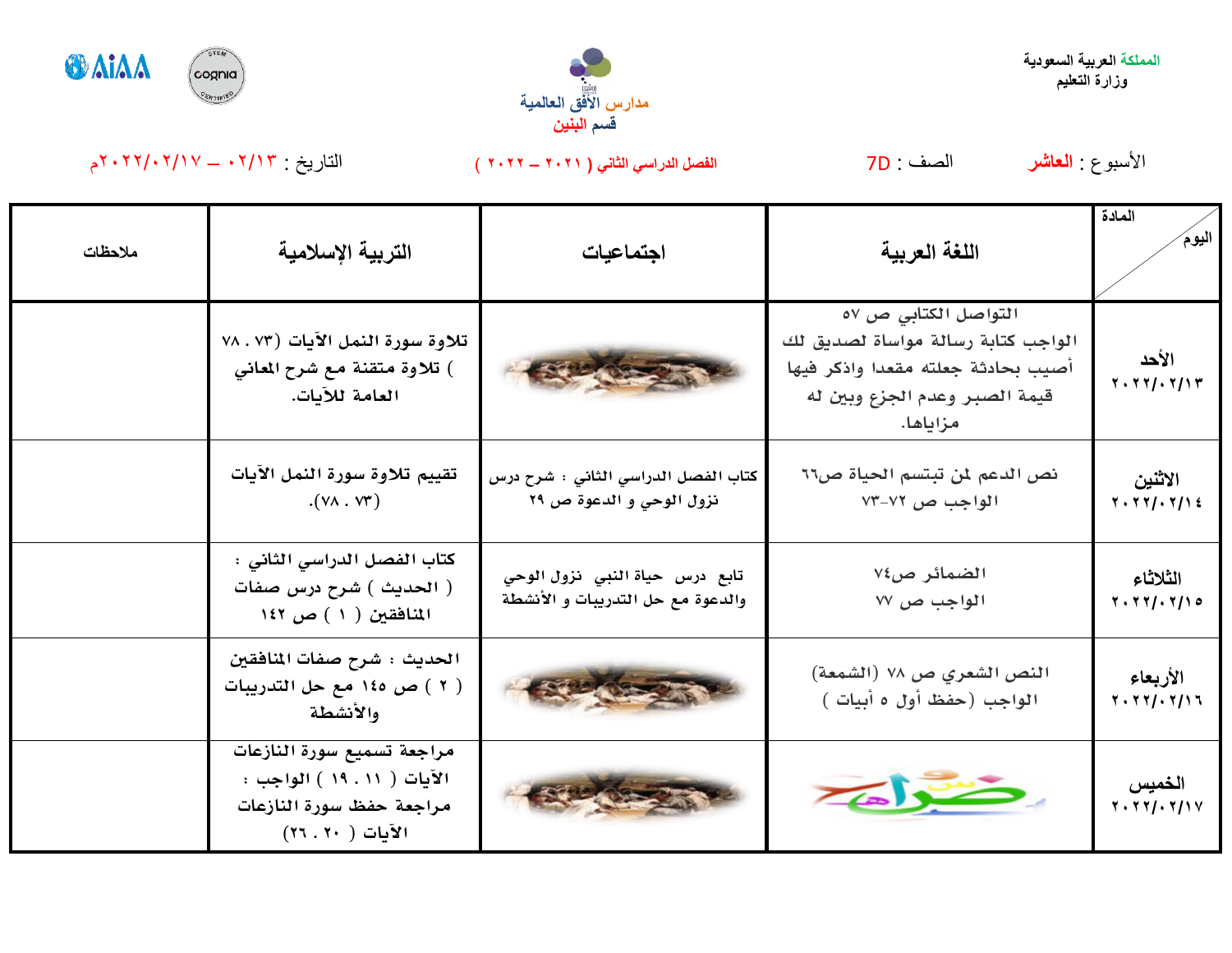المملكة العربية السعودية
وزارة التعليم

مدارس الأفق العالمية
قسم البنين

الأسبوع : العاشر &nbsp;&nbsp;&nbsp; الصف : 7D &nbsp;&nbsp;&nbsp; الفصل الدراسي الثاني ( ٢٠٢١ – ٢٠٢٢ ) &nbsp;&nbsp;&nbsp; التاريخ : ٠٢/١٣ – ٢٠٢٢/٠٢/١٧م

| المادة / اليوم | اللغة العربية | اجتماعيات | التربية الإسلامية | ملاحظات |
|---|---|---|---|---|
| الأحد ٢٠٢٢/٠٢/١٣ | التواصل الكتابي ص ٥٧ الواجب كتابة رسالة مواساة لصديق لك أصيب بحادثة جعلته مقعدا واذكر فيها قيمة الصبر وعدم الجزع وبين له مزاياها. | | تلاوة سورة النمل الآيات (٧٣ . ٧٨ ) تلاوة متقنة مع شرح المعاني العامة للآيات. | |
| الاثنين ٢٠٢٢/٠٢/١٤ | نص الدعم لن تبتسم الحياة ص٦٦ الواجب ص ٧٢-٧٣ | كتاب الفصل الدراسي الثاني : شرح درس نزول الوحي و الدعوة ص ٢٩ | تقييم تلاوة سورة النمل الآيات (٧٣ . ٧٨). | |
| الثلاثاء ٢٠٢٢/٠٢/١٥ | الضمائر ص٧٤ الواجب ص ٧٧ | تابع درس حياة النبي نزول الوحي والدعوة مع حل التدريبات و الأنشطة | كتاب الفصل الدراسي الثاني : ( الحديث ) شرح درس صفات المنافقين ( ١ ) ص ١٤٢ | |
| الأربعاء ٢٠٢٢/٠٢/١٦ | النص الشعري ص ٧٨ (الشمعة) الواجب (حفظ أول ٥ أبيات ) | | الحديث : شرح صفات المنافقين ( ٢ ) ص ١٤٥ مع حل التدريبات والأنشطة | |
| الخميس ٢٠٢٢/٠٢/١٧ | | | مراجعة تسميع سورة النازعات الآيات ( ١١ . ١٩ ) الواجب : مراجعة حفظ سورة النازعات الآيات ( ٢٠ . ٢٦) | |